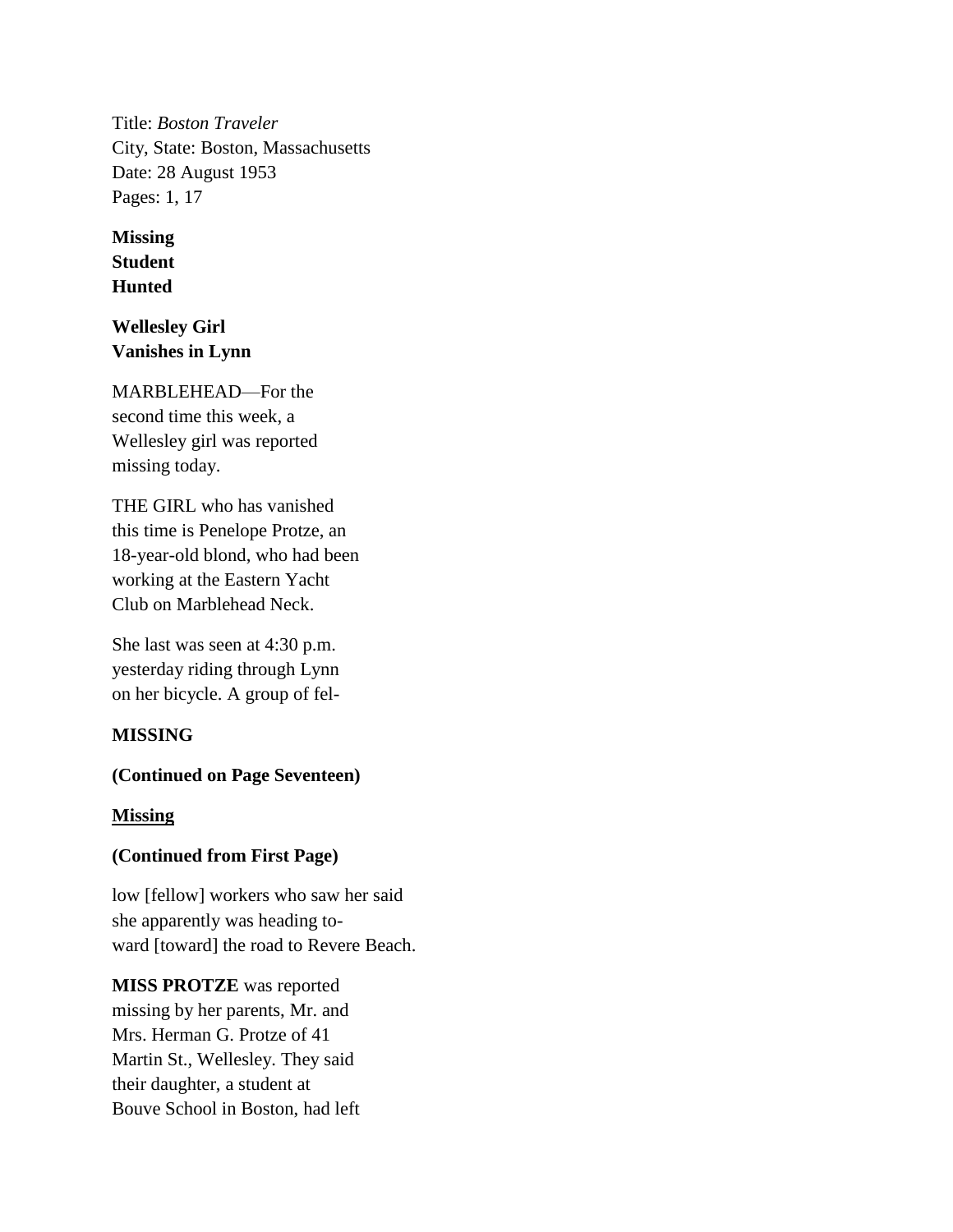Title: *Boston Traveler*
City, State: Boston, Massachusetts
Date: 28 August 1953
Pages: 1, 17

**Missing**
**Student**
**Hunted**

**Wellesley Girl**
**Vanishes in Lynn**

MARBLEHEAD—For the second time this week, a Wellesley girl was reported missing today.

THE GIRL who has vanished this time is Penelope Protze, an 18-year-old blond, who had been working at the Eastern Yacht Club on Marblehead Neck.

She last was seen at 4:30 p.m. yesterday riding through Lynn on her bicycle. A group of fel-

**MISSING**

**(Continued on Page Seventeen)**

<u>**Missing**</u>

**(Continued from First Page)**

low [fellow] workers who saw her said she apparently was heading to-ward [toward] the road to Revere Beach.

**MISS PROTZE** was reported missing by her parents, Mr. and Mrs. Herman G. Protze of 41 Martin St., Wellesley. They said their daughter, a student at Bouve School in Boston, had left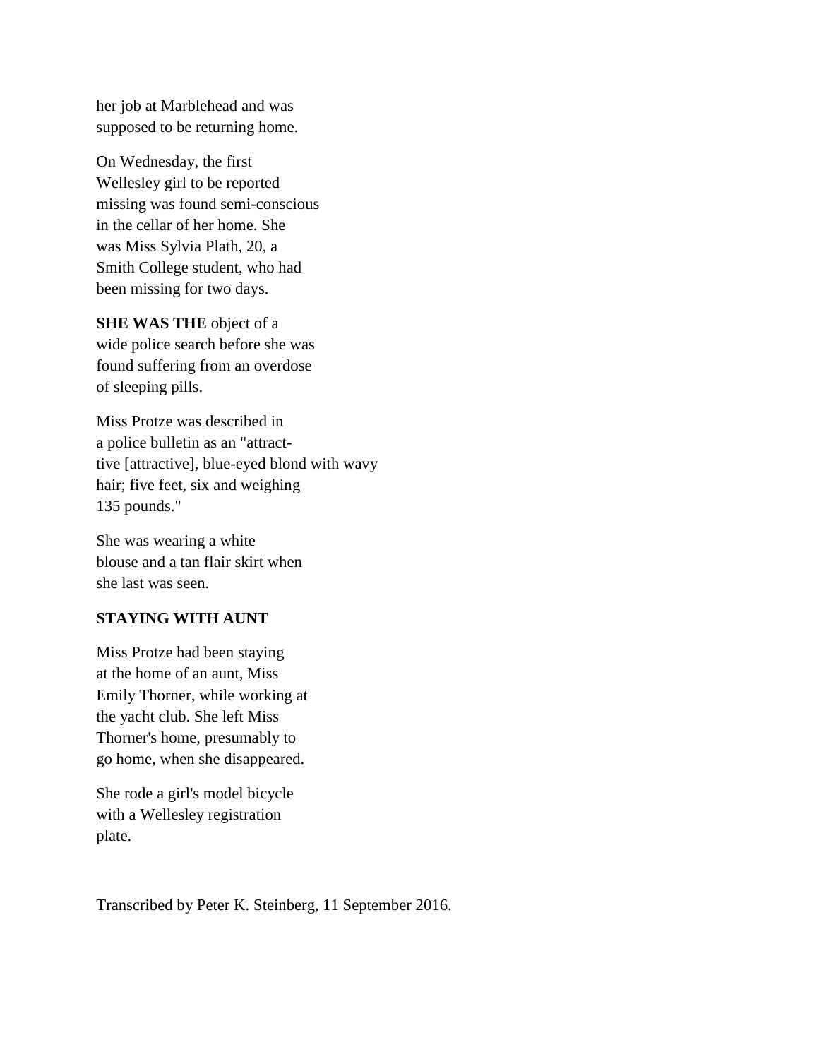her job at Marblehead and was supposed to be returning home.

On Wednesday, the first Wellesley girl to be reported missing was found semi-conscious in the cellar of her home. She was Miss Sylvia Plath, 20, a Smith College student, who had been missing for two days.

**SHE WAS THE** object of a wide police search before she was found suffering from an overdose of sleeping pills.

Miss Protze was described in a police bulletin as an "attract-tive [attractive], blue-eyed blond with wavy hair; five feet, six and weighing 135 pounds."

She was wearing a white blouse and a tan flair skirt when she last was seen.

**STAYING WITH AUNT**

Miss Protze had been staying at the home of an aunt, Miss Emily Thorner, while working at the yacht club. She left Miss Thorner's home, presumably to go home, when she disappeared.

She rode a girl's model bicycle with a Wellesley registration plate.

Transcribed by Peter K. Steinberg, 11 September 2016.